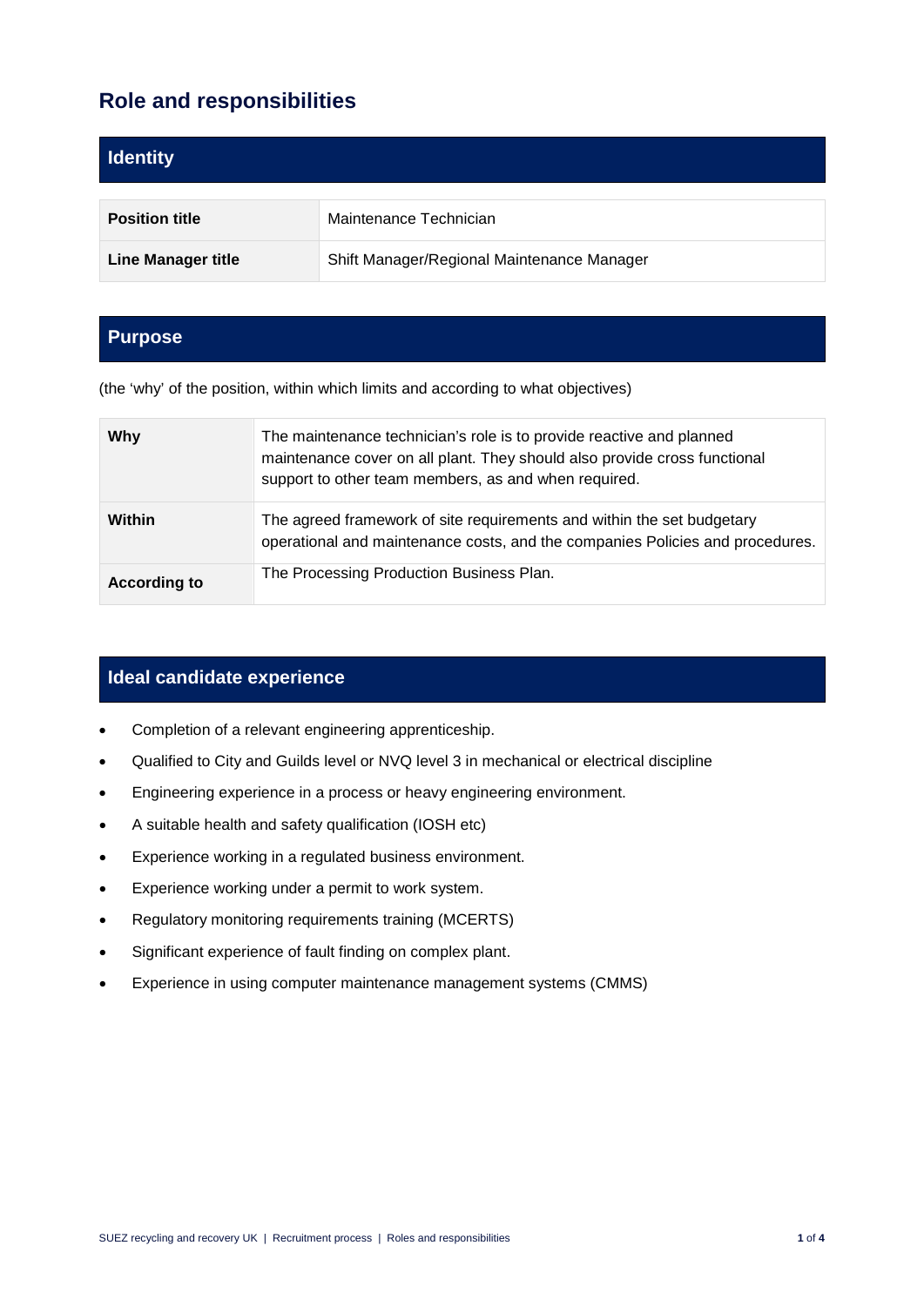# Role and responsibilities

## Identity

| **Position title** | Maintenance Technician |
| --- | --- |
| **Line Manager title** | Shift Manager/Regional Maintenance Manager |

## Purpose

(the 'why' of the position, within which limits and according to what objectives)

| **Why** | The maintenance technician's role is to provide reactive and planned maintenance cover on all plant. They should also provide cross functional support to other team members, as and when required. |
| --- | --- |
| **Within** | The agreed framework of site requirements and within the set budgetary operational and maintenance costs, and the companies Policies and procedures. |
| **According to** | The Processing Production Business Plan. |

## Ideal candidate experience

- Completion of a relevant engineering apprenticeship.
- Qualified to City and Guilds level or NVQ level 3 in mechanical or electrical discipline
- Engineering experience in a process or heavy engineering environment.
- A suitable health and safety qualification (IOSH etc)
- Experience working in a regulated business environment.
- Experience working under a permit to work system.
- Regulatory monitoring requirements training (MCERTS)
- Significant experience of fault finding on complex plant.
- Experience in using computer maintenance management systems (CMMS)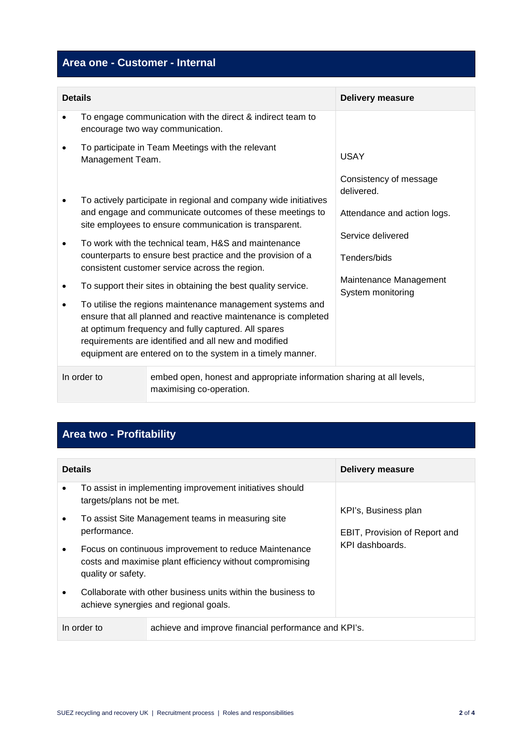## Area one - Customer - Internal

| Details | | Delivery measure |
|---|---|---|
| <ul><li>To engage communication with the direct & indirect team to encourage two way communication.</li><li>To participate in Team Meetings with the relevant Management Team.</li><li>To actively participate in regional and company wide initiatives and engage and communicate outcomes of these meetings to site employees to ensure communication is transparent.</li><li>To work with the technical team, H&S and maintenance counterparts to ensure best practice and the provision of a consistent customer service across the region.</li><li>To support their sites in obtaining the best quality service.</li><li>To utilise the regions maintenance management systems and ensure that all planned and reactive maintenance is completed at optimum frequency and fully captured. All spares requirements are identified and all new and modified equipment are entered on to the system in a timely manner.</li></ul> | | USAY<br><br>Consistency of message delivered.<br><br>Attendance and action logs.<br><br>Service delivered<br><br>Tenders/bids<br><br>Maintenance Management System monitoring |
| In order to | embed open, honest and appropriate information sharing at all levels, maximising co-operation. | |

## Area two - Profitability

| Details | | Delivery measure |
|---|---|---|
| <ul><li>To assist in implementing improvement initiatives should targets/plans not be met.</li><li>To assist Site Management teams in measuring site performance.</li><li>Focus on continuous improvement to reduce Maintenance costs and maximise plant efficiency without compromising quality or safety.</li><li>Collaborate with other business units within the business to achieve synergies and regional goals.</li></ul> | | KPI's, Business plan<br><br>EBIT, Provision of Report and KPI dashboards. |
| In order to | achieve and improve financial performance and KPI's. | |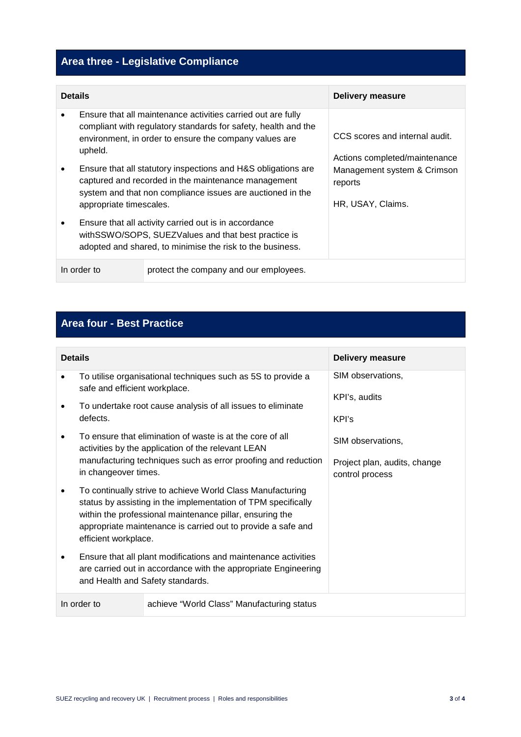## Area three - Legislative Compliance

| Details | | Delivery measure |
|---|---|---|
| • Ensure that all maintenance activities carried out are fully compliant with regulatory standards for safety, health and the environment, in order to ensure the company values are upheld.<br>• Ensure that all statutory inspections and H&S obligations are captured and recorded in the maintenance management system and that non compliance issues are auctioned in the appropriate timescales.<br>• Ensure that all activity carried out is in accordance withSSWO/SOPS, SUEZValues and that best practice is adopted and shared, to minimise the risk to the business. | | CCS scores and internal audit.<br><br>Actions completed/maintenance Management system & Crimson reports<br><br>HR, USAY, Claims. |
| In order to | protect the company and our employees. | |

## Area four - Best Practice

| Details | | Delivery measure |
|---|---|---|
| • To utilise organisational techniques such as 5S to provide a safe and efficient workplace.<br>• To undertake root cause analysis of all issues to eliminate defects.<br>• To ensure that elimination of waste is at the core of all activities by the application of the relevant LEAN manufacturing techniques such as error proofing and reduction in changeover times.<br>• To continually strive to achieve World Class Manufacturing status by assisting in the implementation of TPM specifically within the professional maintenance pillar, ensuring the appropriate maintenance is carried out to provide a safe and efficient workplace.<br>• Ensure that all plant modifications and maintenance activities are carried out in accordance with the appropriate Engineering and Health and Safety standards. | | SIM observations,<br><br>KPI's, audits<br><br>KPI's<br><br>SIM observations,<br><br>Project plan, audits, change control process |
| In order to | achieve "World Class" Manufacturing status | |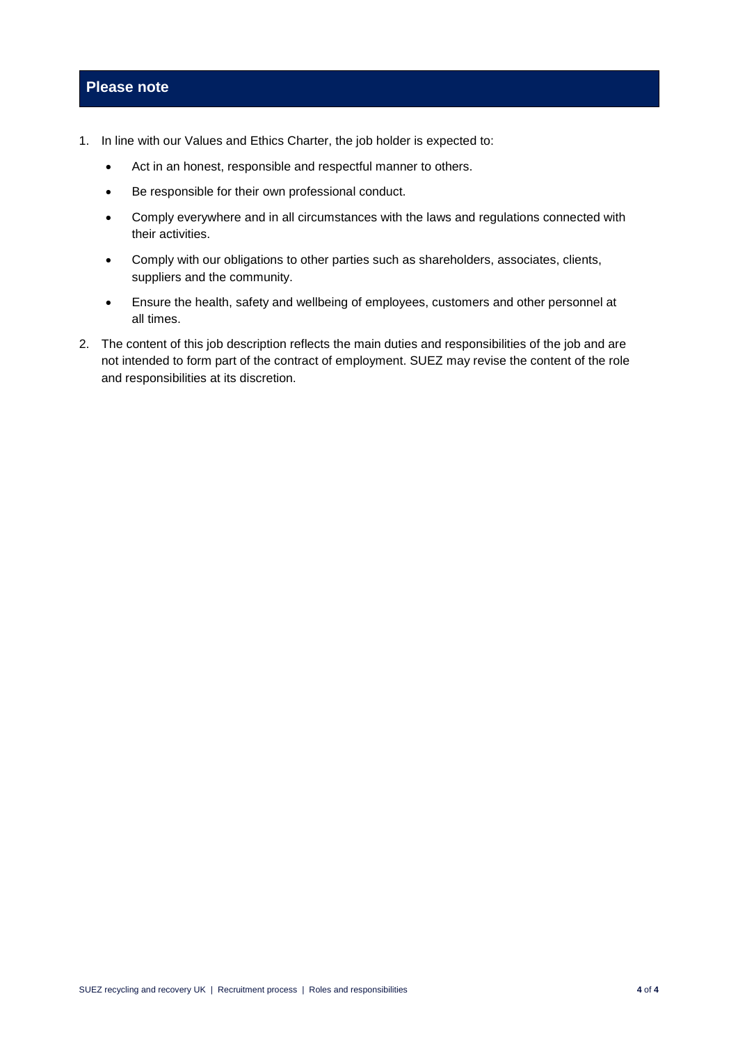## Please note

1. In line with our Values and Ethics Charter, the job holder is expected to:
   - Act in an honest, responsible and respectful manner to others.
   - Be responsible for their own professional conduct.
   - Comply everywhere and in all circumstances with the laws and regulations connected with their activities.
   - Comply with our obligations to other parties such as shareholders, associates, clients, suppliers and the community.
   - Ensure the health, safety and wellbeing of employees, customers and other personnel at all times.
2. The content of this job description reflects the main duties and responsibilities of the job and are not intended to form part of the contract of employment. SUEZ may revise the content of the role and responsibilities at its discretion.